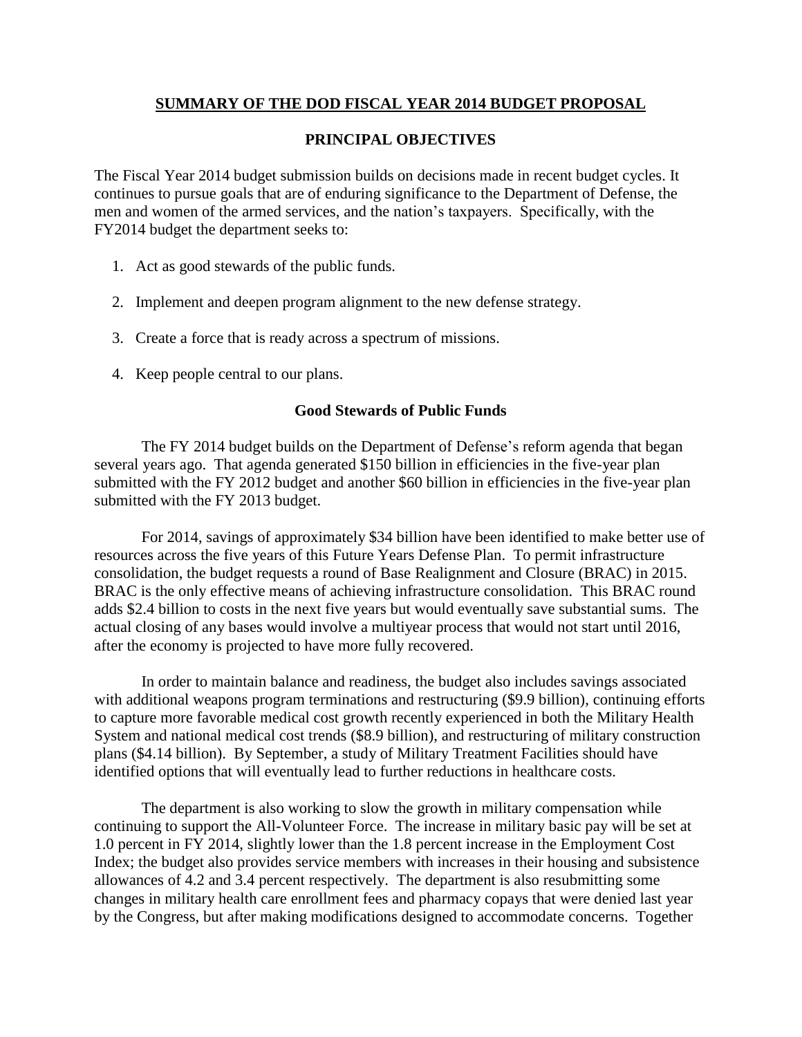# SUMMARY OF THE DOD FISCAL YEAR 2014 BUDGET PROPOSAL

## PRINCIPAL OBJECTIVES

The Fiscal Year 2014 budget submission builds on decisions made in recent budget cycles. It continues to pursue goals that are of enduring significance to the Department of Defense, the men and women of the armed services, and the nation's taxpayers. Specifically, with the FY2014 budget the department seeks to:

1. Act as good stewards of the public funds.
2. Implement and deepen program alignment to the new defense strategy.
3. Create a force that is ready across a spectrum of missions.
4. Keep people central to our plans.

### Good Stewards of Public Funds

The FY 2014 budget builds on the Department of Defense's reform agenda that began several years ago. That agenda generated $150 billion in efficiencies in the five-year plan submitted with the FY 2012 budget and another $60 billion in efficiencies in the five-year plan submitted with the FY 2013 budget.

For 2014, savings of approximately $34 billion have been identified to make better use of resources across the five years of this Future Years Defense Plan. To permit infrastructure consolidation, the budget requests a round of Base Realignment and Closure (BRAC) in 2015. BRAC is the only effective means of achieving infrastructure consolidation. This BRAC round adds $2.4 billion to costs in the next five years but would eventually save substantial sums. The actual closing of any bases would involve a multiyear process that would not start until 2016, after the economy is projected to have more fully recovered.

In order to maintain balance and readiness, the budget also includes savings associated with additional weapons program terminations and restructuring ($9.9 billion), continuing efforts to capture more favorable medical cost growth recently experienced in both the Military Health System and national medical cost trends ($8.9 billion), and restructuring of military construction plans ($4.14 billion). By September, a study of Military Treatment Facilities should have identified options that will eventually lead to further reductions in healthcare costs.

The department is also working to slow the growth in military compensation while continuing to support the All-Volunteer Force. The increase in military basic pay will be set at 1.0 percent in FY 2014, slightly lower than the 1.8 percent increase in the Employment Cost Index; the budget also provides service members with increases in their housing and subsistence allowances of 4.2 and 3.4 percent respectively. The department is also resubmitting some changes in military health care enrollment fees and pharmacy copays that were denied last year by the Congress, but after making modifications designed to accommodate concerns. Together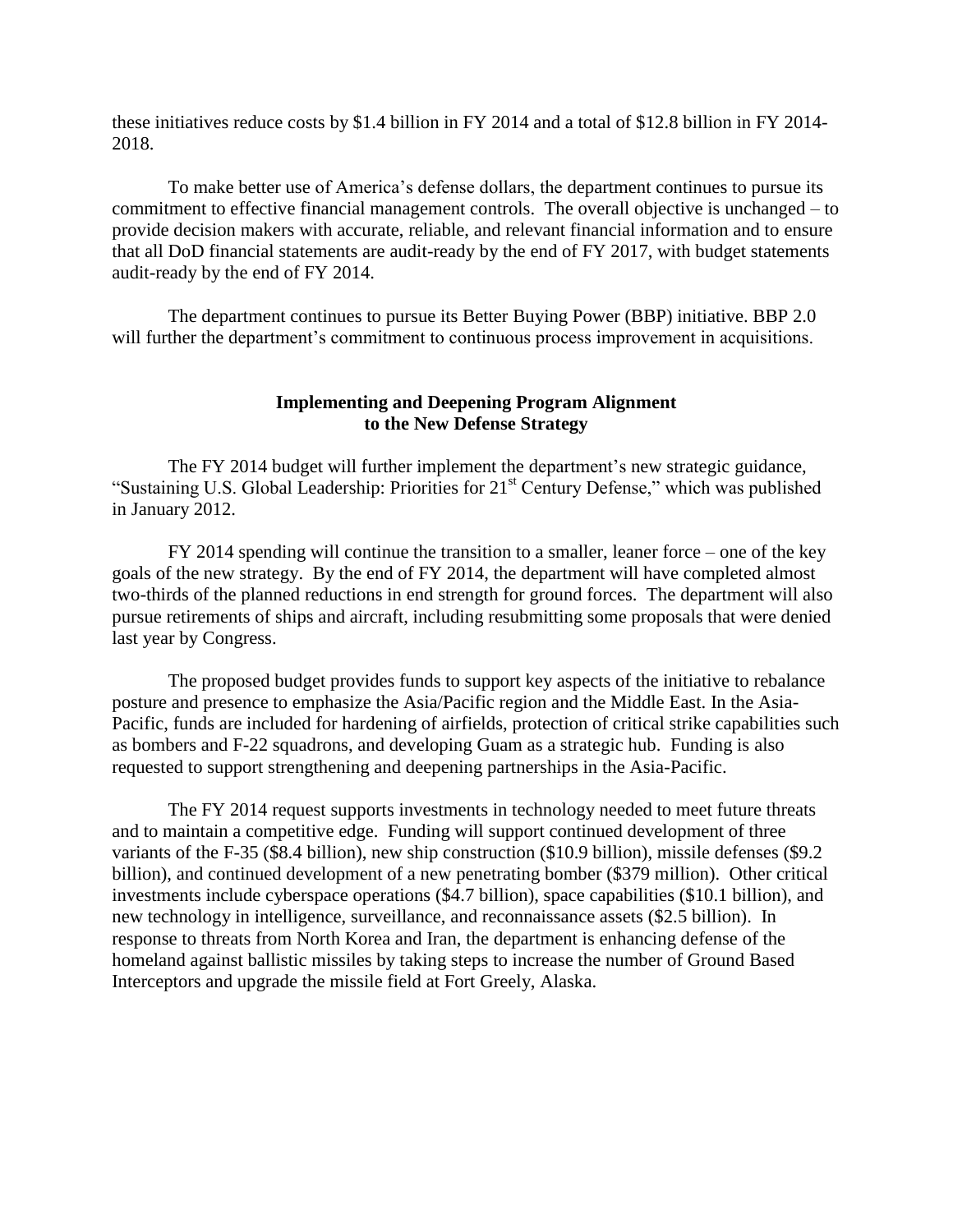these initiatives reduce costs by $1.4 billion in FY 2014 and a total of $12.8 billion in FY 2014-2018.

To make better use of America's defense dollars, the department continues to pursue its commitment to effective financial management controls. The overall objective is unchanged – to provide decision makers with accurate, reliable, and relevant financial information and to ensure that all DoD financial statements are audit-ready by the end of FY 2017, with budget statements audit-ready by the end of FY 2014.

The department continues to pursue its Better Buying Power (BBP) initiative. BBP 2.0 will further the department's commitment to continuous process improvement in acquisitions.

## Implementing and Deepening Program Alignment to the New Defense Strategy

The FY 2014 budget will further implement the department's new strategic guidance, "Sustaining U.S. Global Leadership: Priorities for 21st Century Defense," which was published in January 2012.

FY 2014 spending will continue the transition to a smaller, leaner force – one of the key goals of the new strategy. By the end of FY 2014, the department will have completed almost two-thirds of the planned reductions in end strength for ground forces. The department will also pursue retirements of ships and aircraft, including resubmitting some proposals that were denied last year by Congress.

The proposed budget provides funds to support key aspects of the initiative to rebalance posture and presence to emphasize the Asia/Pacific region and the Middle East. In the Asia-Pacific, funds are included for hardening of airfields, protection of critical strike capabilities such as bombers and F-22 squadrons, and developing Guam as a strategic hub. Funding is also requested to support strengthening and deepening partnerships in the Asia-Pacific.

The FY 2014 request supports investments in technology needed to meet future threats and to maintain a competitive edge. Funding will support continued development of three variants of the F-35 ($8.4 billion), new ship construction ($10.9 billion), missile defenses ($9.2 billion), and continued development of a new penetrating bomber ($379 million). Other critical investments include cyberspace operations ($4.7 billion), space capabilities ($10.1 billion), and new technology in intelligence, surveillance, and reconnaissance assets ($2.5 billion). In response to threats from North Korea and Iran, the department is enhancing defense of the homeland against ballistic missiles by taking steps to increase the number of Ground Based Interceptors and upgrade the missile field at Fort Greely, Alaska.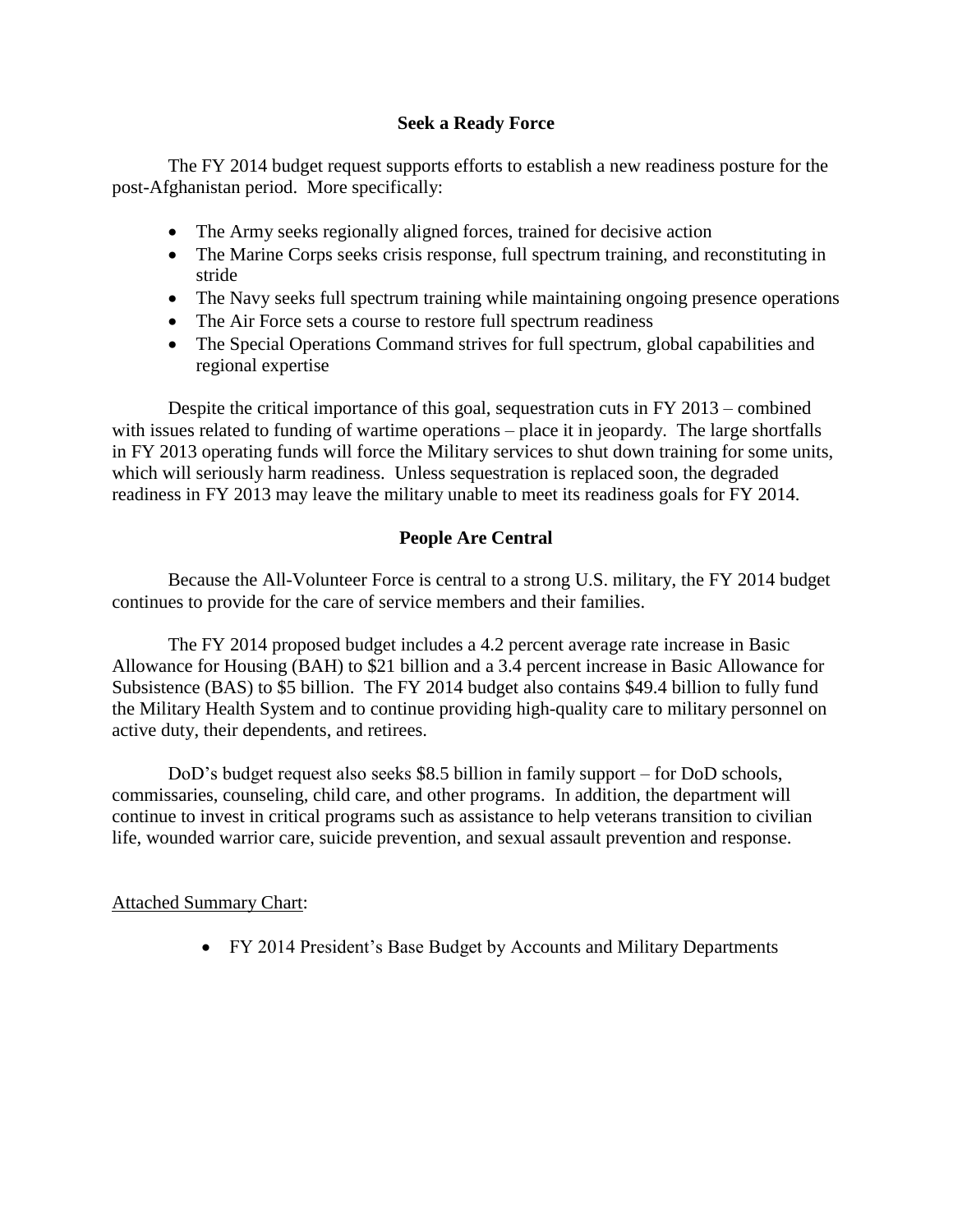## Seek a Ready Force

The FY 2014 budget request supports efforts to establish a new readiness posture for the post-Afghanistan period. More specifically:

- The Army seeks regionally aligned forces, trained for decisive action
- The Marine Corps seeks crisis response, full spectrum training, and reconstituting in stride
- The Navy seeks full spectrum training while maintaining ongoing presence operations
- The Air Force sets a course to restore full spectrum readiness
- The Special Operations Command strives for full spectrum, global capabilities and regional expertise

Despite the critical importance of this goal, sequestration cuts in FY 2013 – combined with issues related to funding of wartime operations – place it in jeopardy. The large shortfalls in FY 2013 operating funds will force the Military services to shut down training for some units, which will seriously harm readiness. Unless sequestration is replaced soon, the degraded readiness in FY 2013 may leave the military unable to meet its readiness goals for FY 2014.

## People Are Central

Because the All-Volunteer Force is central to a strong U.S. military, the FY 2014 budget continues to provide for the care of service members and their families.

The FY 2014 proposed budget includes a 4.2 percent average rate increase in Basic Allowance for Housing (BAH) to $21 billion and a 3.4 percent increase in Basic Allowance for Subsistence (BAS) to $5 billion. The FY 2014 budget also contains $49.4 billion to fully fund the Military Health System and to continue providing high-quality care to military personnel on active duty, their dependents, and retirees.

DoD's budget request also seeks $8.5 billion in family support – for DoD schools, commissaries, counseling, child care, and other programs. In addition, the department will continue to invest in critical programs such as assistance to help veterans transition to civilian life, wounded warrior care, suicide prevention, and sexual assault prevention and response.

Attached Summary Chart:

- FY 2014 President's Base Budget by Accounts and Military Departments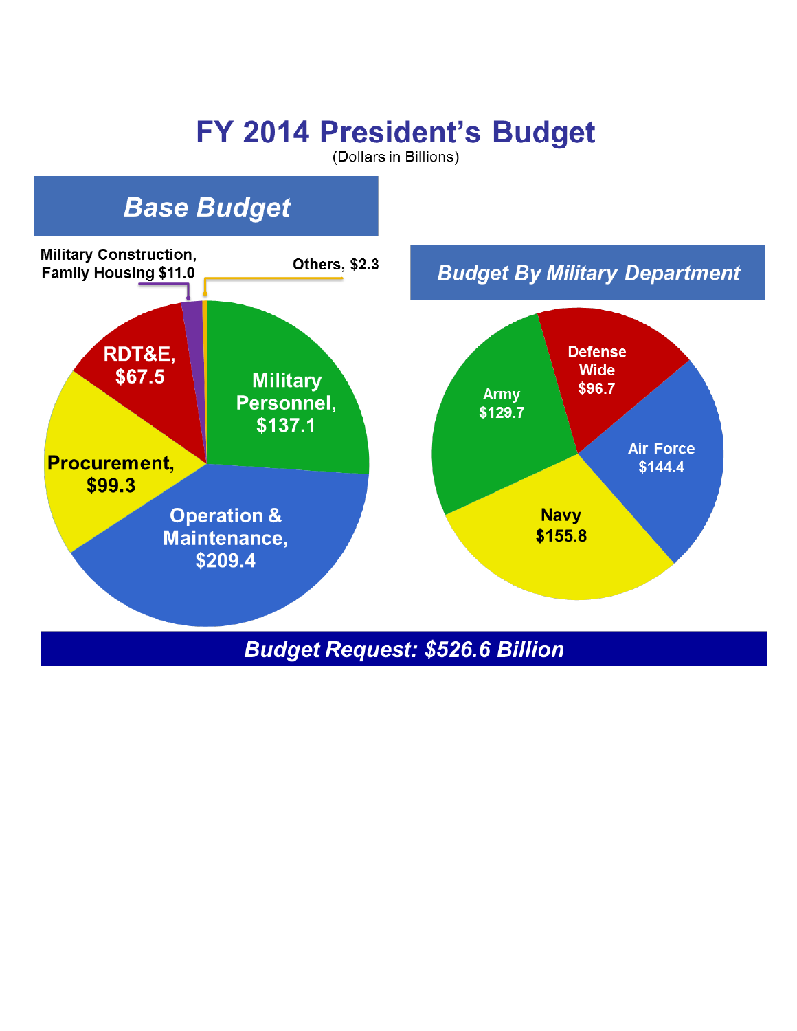# FY 2014 President's Budget

(Dollars in Billions)

## *Base Budget*

Military Construction, Family Housing $11.0

Others, $2.3

Military Personnel, $137.1

Operation & Maintenance, $209.4

Procurement, $99.3

RDT&E, $67.5

## *Budget By Military Department*

Defense Wide $96.7

Army $129.7

Air Force $144.4

Navy $155.8

***Budget Request: $526.6 Billion***